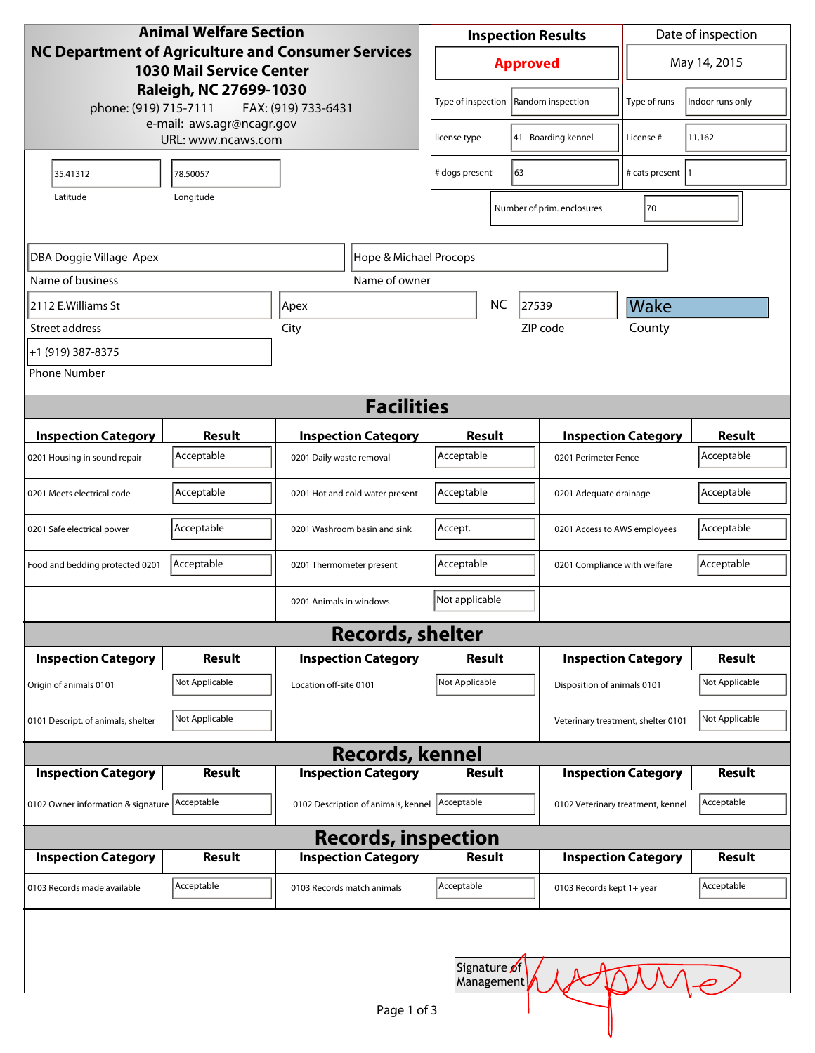**Animal Welfare Section**
**NC Department of Agriculture and Consumer Services**
**1030 Mail Service Center**
**Raleigh, NC 27699-1030**
phone: (919) 715-7111 FAX: (919) 733-6431
e-mail: aws.agr@ncagr.gov
URL: www.ncaws.com

| Inspection Results | Date of inspection |
|---|---|
| **Approved** | May 14, 2015 |

| | | | |
|---|---|---|---|
| Type of inspection | Random inspection | Type of runs | Indoor runs only |
| license type | 41 - Boarding kennel | License # | 11,162 |
| # dogs present | 63 | # cats present | 1 |
| Number of prim. enclosures | 70 | | |

| Latitude | Longitude |
|---|---|
| 35.41312 | 78.50057 |

| | |
|---|---|
| Name of business | DBA Doggie Village Apex |
| Name of owner | Hope & Michael Procops |
| Street address | 2112 E.Williams St |
| City | Apex |
| State | NC |
| ZIP code | 27539 |
| County | Wake |
| Phone Number | +1 (919) 387-8375 |

## Facilities

| Inspection Category | Result | Inspection Category | Result | Inspection Category | Result |
|---|---|---|---|---|---|
| 0201 Housing in sound repair | Acceptable | 0201 Daily waste removal | Acceptable | 0201 Perimeter Fence | Acceptable |
| 0201 Meets electrical code | Acceptable | 0201 Hot and cold water present | Acceptable | 0201 Adequate drainage | Acceptable |
| 0201 Safe electrical power | Acceptable | 0201 Washroom basin and sink | Accept. | 0201 Access to AWS employees | Acceptable |
| Food and bedding protected 0201 | Acceptable | 0201 Thermometer present | Acceptable | 0201 Compliance with welfare | Acceptable |
| | | 0201 Animals in windows | Not applicable | | |

## Records, shelter

| Inspection Category | Result | Inspection Category | Result | Inspection Category | Result |
|---|---|---|---|---|---|
| Origin of animals 0101 | Not Applicable | Location off-site 0101 | Not Applicable | Disposition of animals 0101 | Not Applicable |
| 0101 Descript. of animals, shelter | Not Applicable | | | Veterinary treatment, shelter 0101 | Not Applicable |

## Records, kennel

| Inspection Category | Result | Inspection Category | Result | Inspection Category | Result |
|---|---|---|---|---|---|
| 0102 Owner information & signature | Acceptable | 0102 Description of animals, kennel | Acceptable | 0102 Veterinary treatment, kennel | Acceptable |

## Records, inspection

| Inspection Category | Result | Inspection Category | Result | Inspection Category | Result |
|---|---|---|---|---|---|
| 0103 Records made available | Acceptable | 0103 Records match animals | Acceptable | 0103 Records kept 1+ year | Acceptable |

Signature of Management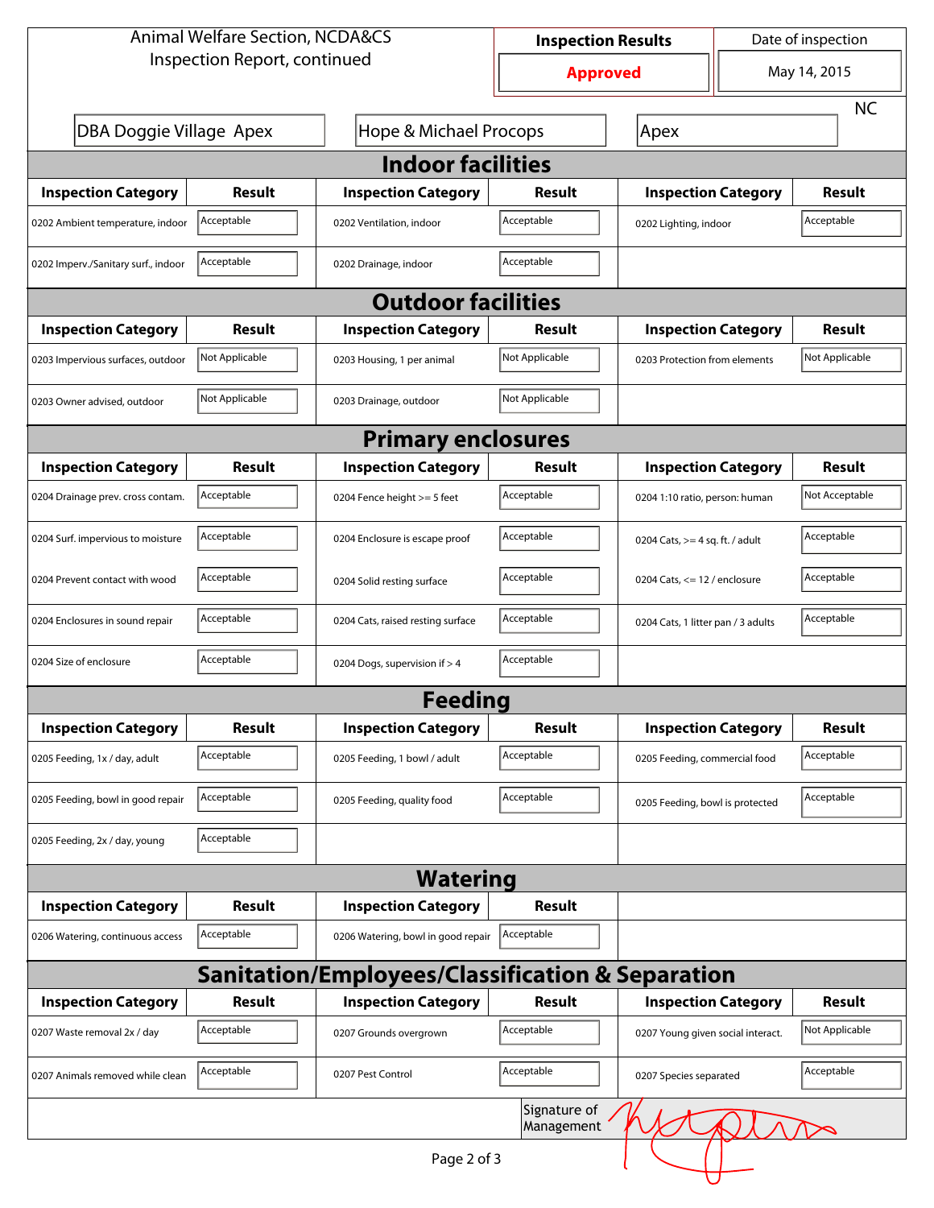Animal Welfare Section, NCDA&CS
Inspection Report, continued

| Inspection Results | Date of inspection |
|---|---|
| **Approved** | May 14, 2015 |

| DBA Doggie Village Apex | Hope & Michael Procops | Apex | NC |
|---|---|---|---|

## Indoor facilities

| Inspection Category | Result | Inspection Category | Result | Inspection Category | Result |
|---|---|---|---|---|---|
| 0202 Ambient temperature, indoor | Acceptable | 0202 Ventilation, indoor | Acceptable | 0202 Lighting, indoor | Acceptable |
| 0202 Imperv./Sanitary surf., indoor | Acceptable | 0202 Drainage, indoor | Acceptable | | |

## Outdoor facilities

| Inspection Category | Result | Inspection Category | Result | Inspection Category | Result |
|---|---|---|---|---|---|
| 0203 Impervious surfaces, outdoor | Not Applicable | 0203 Housing, 1 per animal | Not Applicable | 0203 Protection from elements | Not Applicable |
| 0203 Owner advised, outdoor | Not Applicable | 0203 Drainage, outdoor | Not Applicable | | |

## Primary enclosures

| Inspection Category | Result | Inspection Category | Result | Inspection Category | Result |
|---|---|---|---|---|---|
| 0204 Drainage prev. cross contam. | Acceptable | 0204 Fence height >= 5 feet | Acceptable | 0204 1:10 ratio, person: human | Not Acceptable |
| 0204 Surf. impervious to moisture | Acceptable | 0204 Enclosure is escape proof | Acceptable | 0204 Cats, >= 4 sq. ft. / adult | Acceptable |
| 0204 Prevent contact with wood | Acceptable | 0204 Solid resting surface | Acceptable | 0204 Cats, <= 12 / enclosure | Acceptable |
| 0204 Enclosures in sound repair | Acceptable | 0204 Cats, raised resting surface | Acceptable | 0204 Cats, 1 litter pan / 3 adults | Acceptable |
| 0204 Size of enclosure | Acceptable | 0204 Dogs, supervision if > 4 | Acceptable | | |

## Feeding

| Inspection Category | Result | Inspection Category | Result | Inspection Category | Result |
|---|---|---|---|---|---|
| 0205 Feeding, 1x / day, adult | Acceptable | 0205 Feeding, 1 bowl / adult | Acceptable | 0205 Feeding, commercial food | Acceptable |
| 0205 Feeding, bowl in good repair | Acceptable | 0205 Feeding, quality food | Acceptable | 0205 Feeding, bowl is protected | Acceptable |
| 0205 Feeding, 2x / day, young | Acceptable | | | | |

## Watering

| Inspection Category | Result | Inspection Category | Result |
|---|---|---|---|
| 0206 Watering, continuous access | Acceptable | 0206 Watering, bowl in good repair | Acceptable |

## Sanitation/Employees/Classification & Separation

| Inspection Category | Result | Inspection Category | Result | Inspection Category | Result |
|---|---|---|---|---|---|
| 0207 Waste removal 2x / day | Acceptable | 0207 Grounds overgrown | Acceptable | 0207 Young given social interact. | Not Applicable |
| 0207 Animals removed while clean | Acceptable | 0207 Pest Control | Acceptable | 0207 Species separated | Acceptable |

Signature of Management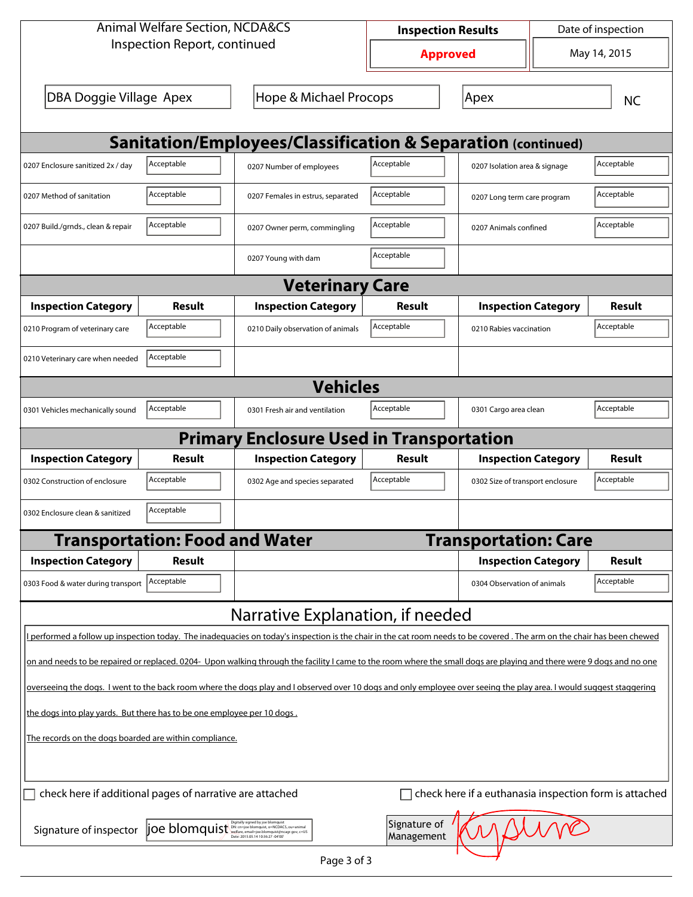Animal Welfare Section, NCDA&CS
Inspection Report, continued

| Inspection Results | Date of inspection |
|---|---|
| **Approved** | May 14, 2015 |

DBA Doggie Village Apex | Hope & Michael Procops | Apex | NC

## Sanitation/Employees/Classification & Separation (continued)

| | | | | | |
|---|---|---|---|---|---|
| 0207 Enclosure sanitized 2x / day | Acceptable | 0207 Number of employees | Acceptable | 0207 Isolation area & signage | Acceptable |
| 0207 Method of sanitation | Acceptable | 0207 Females in estrus, separated | Acceptable | 0207 Long term care program | Acceptable |
| 0207 Build./grnds., clean & repair | Acceptable | 0207 Owner perm, commingling | Acceptable | 0207 Animals confined | Acceptable |
| | | 0207 Young with dam | Acceptable | | |

## Veterinary Care

| Inspection Category | Result | Inspection Category | Result | Inspection Category | Result |
|---|---|---|---|---|---|
| 0210 Program of veterinary care | Acceptable | 0210 Daily observation of animals | Acceptable | 0210 Rabies vaccination | Acceptable |
| 0210 Veterinary care when needed | Acceptable | | | | |

## Vehicles

| | | | | | |
|---|---|---|---|---|---|
| 0301 Vehicles mechanically sound | Acceptable | 0301 Fresh air and ventilation | Acceptable | 0301 Cargo area clean | Acceptable |

## Primary Enclosure Used in Transportation

| Inspection Category | Result | Inspection Category | Result | Inspection Category | Result |
|---|---|---|---|---|---|
| 0302 Construction of enclosure | Acceptable | 0302 Age and species separated | Acceptable | 0302 Size of transport enclosure | Acceptable |
| 0302 Enclosure clean & sanitized | Acceptable | | | | |

## Transportation: Food and Water

| Inspection Category | Result |
|---|---|
| 0303 Food & water during transport | Acceptable |

## Transportation: Care

| Inspection Category | Result |
|---|---|
| 0304 Observation of animals | Acceptable |

## Narrative Explanation, if needed

I performed a follow up inspection today. The inadequacies on today's inspection is the chair in the cat room needs to be covered . The arm on the chair has been chewed on and needs to be repaired or replaced. 0204- Upon walking through the facility I came to the room where the small dogs are playing and there were 9 dogs and no one overseeing the dogs. I went to the back room where the dogs play and I observed over 10 dogs and only employee over seeing the play area. I would suggest staggering the dogs into play yards. But there has to be one employee per 10 dogs .

The records on the dogs boarded are within compliance.

☐ check here if additional pages of narrative are attached

☐ check here if a euthanasia inspection form is attached

Signature of inspector: joe blomquist (Digitally signed by joe blomquist DN: cn=joe blomquist, o=NCDACS, ou=animal welfare, email=joe.blomquist@ncagr.gov, c=US Date: 2015.05.14 10:36:27 -04'00')

Signature of Management: [signature]